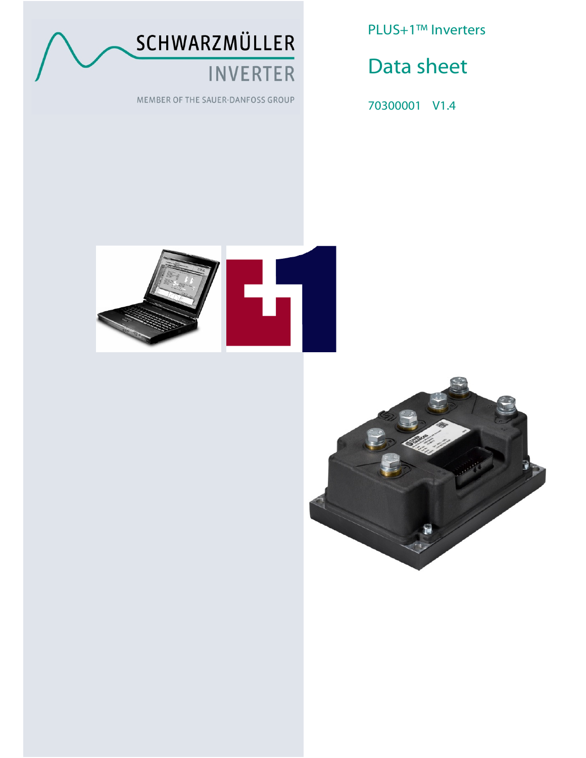SCHWARZMÜLLER

INVERTER

MEMBER OF THE SAUER-DANFOSS GROUP

PLUS+1™ Inverters

# Data sheet

70300001 V1.4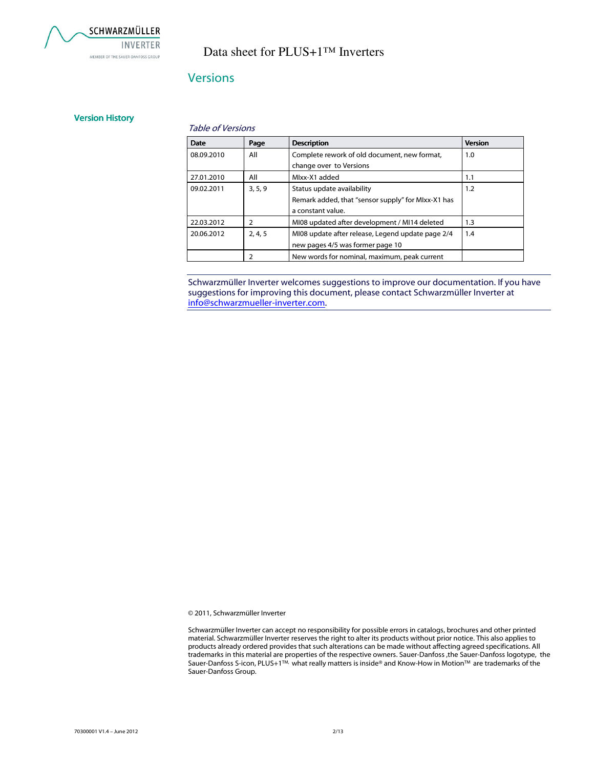Data sheet for PLUS+1™ Inverters

## Versions

### Version History

*Table of Versions*

| Date | Page | Description | Version |
| --- | --- | --- | --- |
| 08.09.2010 | All | Complete rework of old document, new format, change over to Versions | 1.0 |
| 27.01.2010 | All | MIxx-X1 added | 1.1 |
| 09.02.2011 | 3, 5, 9 | Status update availability<br>Remark added, that "sensor supply" for MIxx-X1 has a constant value. | 1.2 |
| 22.03.2012 | 2 | MI08 updated after development / MI14 deleted | 1.3 |
| 20.06.2012 | 2, 4, 5 | MI08 update after release, Legend update page 2/4<br>new pages 4/5 was former page 10 | 1.4 |
|  | 2 | New words for nominal, maximum, peak current |  |

Schwarzmüller Inverter welcomes suggestions to improve our documentation. If you have suggestions for improving this document, please contact Schwarzmüller Inverter at info@schwarzmueller-inverter.com.

© 2011, Schwarzmüller Inverter

Schwarzmüller Inverter can accept no responsibility for possible errors in catalogs, brochures and other printed material. Schwarzmüller Inverter reserves the right to alter its products without prior notice. This also applies to products already ordered provides that such alterations can be made without affecting agreed specifications. All trademarks in this material are properties of the respective owners. Sauer-Danfoss ,the Sauer-Danfoss logotype, the Sauer-Danfoss S-icon, PLUS+1™, what really matters is inside® and Know-How in Motion™ are trademarks of the Sauer-Danfoss Group.

70300001 V1.4 – June 2012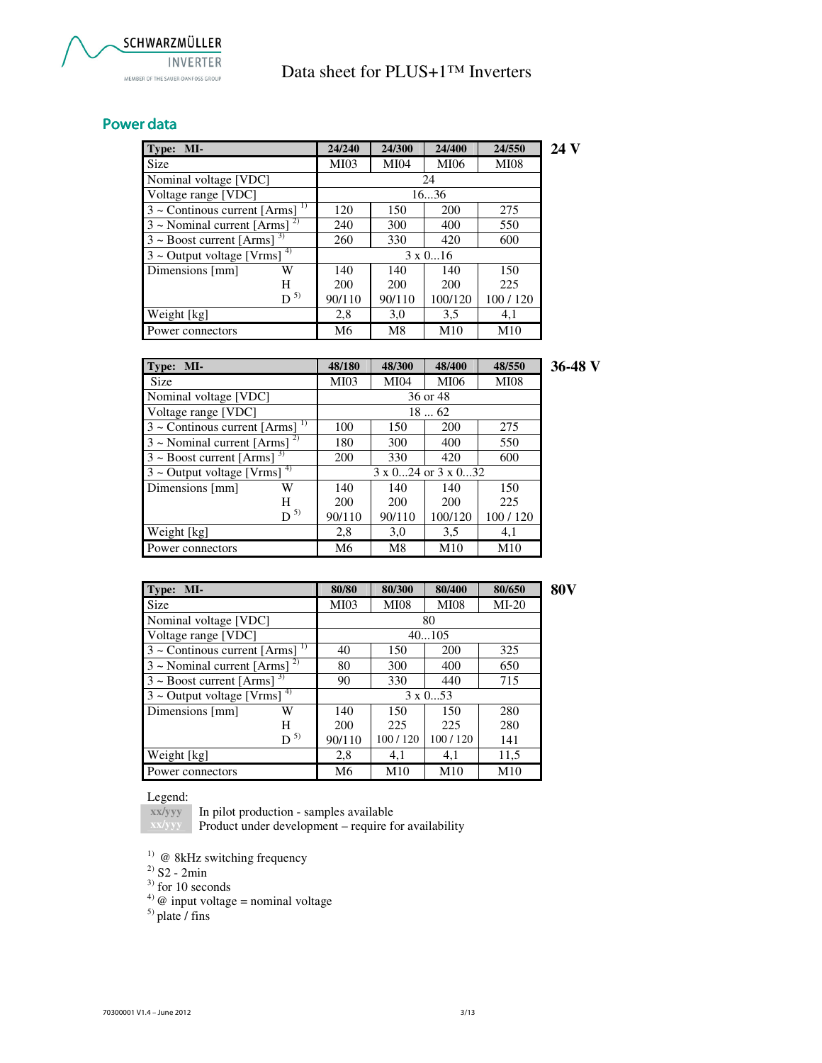## Power data

**24 V**

| Type: MI- | | 24/240 | 24/300 | 24/400 | 24/550 |
|---|---|---|---|---|---|
| Size | | MI03 | MI04 | MI06 | MI08 |
| Nominal voltage [VDC] | | 24 | | | |
| Voltage range [VDC] | | 16...36 | | | |
| 3 ~ Continous current [Arms] [1] | | 120 | 150 | 200 | 275 |
| 3 ~ Nominal current [Arms] [2] | | 240 | 300 | 400 | 550 |
| 3 ~ Boost current [Arms] [3] | | 260 | 330 | 420 | 600 |
| 3 ~ Output voltage [Vrms] [4] | | 3 x 0...16 | | | |
| Dimensions [mm] | W | 140 | 140 | 140 | 150 |
| | H | 200 | 200 | 200 | 225 |
| | D [5] | 90/110 | 90/110 | 100/120 | 100 / 120 |
| Weight [kg] | | 2,8 | 3,0 | 3,5 | 4,1 |
| Power connectors | | M6 | M8 | M10 | M10 |

**36-48 V**

| Type: MI- | | 48/180 | 48/300 | 48/400 | 48/550 |
|---|---|---|---|---|---|
| Size | | MI03 | MI04 | MI06 | MI08 |
| Nominal voltage [VDC] | | 36 or 48 | | | |
| Voltage range [VDC] | | 18 ... 62 | | | |
| 3 ~ Continous current [Arms] [1] | | 100 | 150 | 200 | 275 |
| 3 ~ Nominal current [Arms] [2] | | 180 | 300 | 400 | 550 |
| 3 ~ Boost current [Arms] [3] | | 200 | 330 | 420 | 600 |
| 3 ~ Output voltage [Vrms] [4] | | 3 x 0...24 or 3 x 0...32 | | | |
| Dimensions [mm] | W | 140 | 140 | 140 | 150 |
| | H | 200 | 200 | 200 | 225 |
| | D [5] | 90/110 | 90/110 | 100/120 | 100 / 120 |
| Weight [kg] | | 2,8 | 3,0 | 3,5 | 4,1 |
| Power connectors | | M6 | M8 | M10 | M10 |

**80V**

| Type: MI- | | 80/80 | 80/300 | 80/400 | 80/650 |
|---|---|---|---|---|---|
| Size | | MI03 | MI08 | MI08 | MI-20 |
| Nominal voltage [VDC] | | 80 | | | |
| Voltage range [VDC] | | 40...105 | | | |
| 3 ~ Continous current [Arms] [1] | | 40 | 150 | 200 | 325 |
| 3 ~ Nominal current [Arms] [2] | | 80 | 300 | 400 | 650 |
| 3 ~ Boost current [Arms] [3] | | 90 | 330 | 440 | 715 |
| 3 ~ Output voltage [Vrms] [4] | | 3 x 0...53 | | | |
| Dimensions [mm] | W | 140 | 150 | 150 | 280 |
| | H | 200 | 225 | 225 | 280 |
| | D [5] | 90/110 | 100 / 120 | 100 / 120 | 141 |
| Weight [kg] | | 2,8 | 4,1 | 4,1 | 11,5 |
| Power connectors | | M6 | M10 | M10 | M10 |

Legend:

xx/yyy In pilot production - samples available

xx/yyy Product under development – require for availability

[1] @ 8kHz switching frequency

[2] S2 - 2min

[3] for 10 seconds

[4] @ input voltage = nominal voltage

[5] plate / fins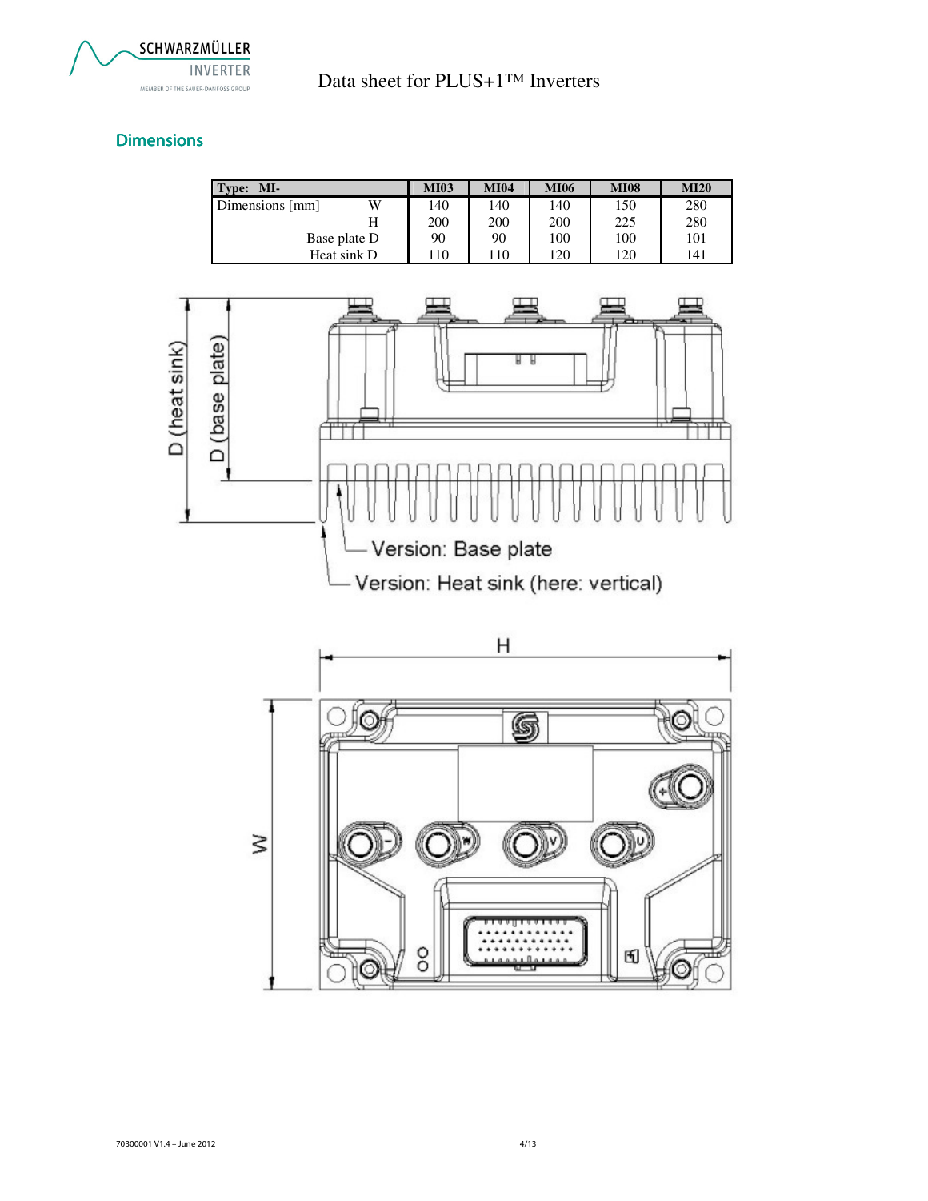## Dimensions

| Type: MI- | | MI03 | MI04 | MI06 | MI08 | MI20 |
|---|---|---|---|---|---|---|
| Dimensions [mm] | W | 140 | 140 | 140 | 150 | 280 |
| | H | 200 | 200 | 200 | 225 | 280 |
| | Base plate D | 90 | 90 | 100 | 100 | 101 |
| | Heat sink D | 110 | 110 | 120 | 120 | 141 |

D (heat sink)

D (base plate)

Version: Base plate

Version: Heat sink (here: vertical)

H

W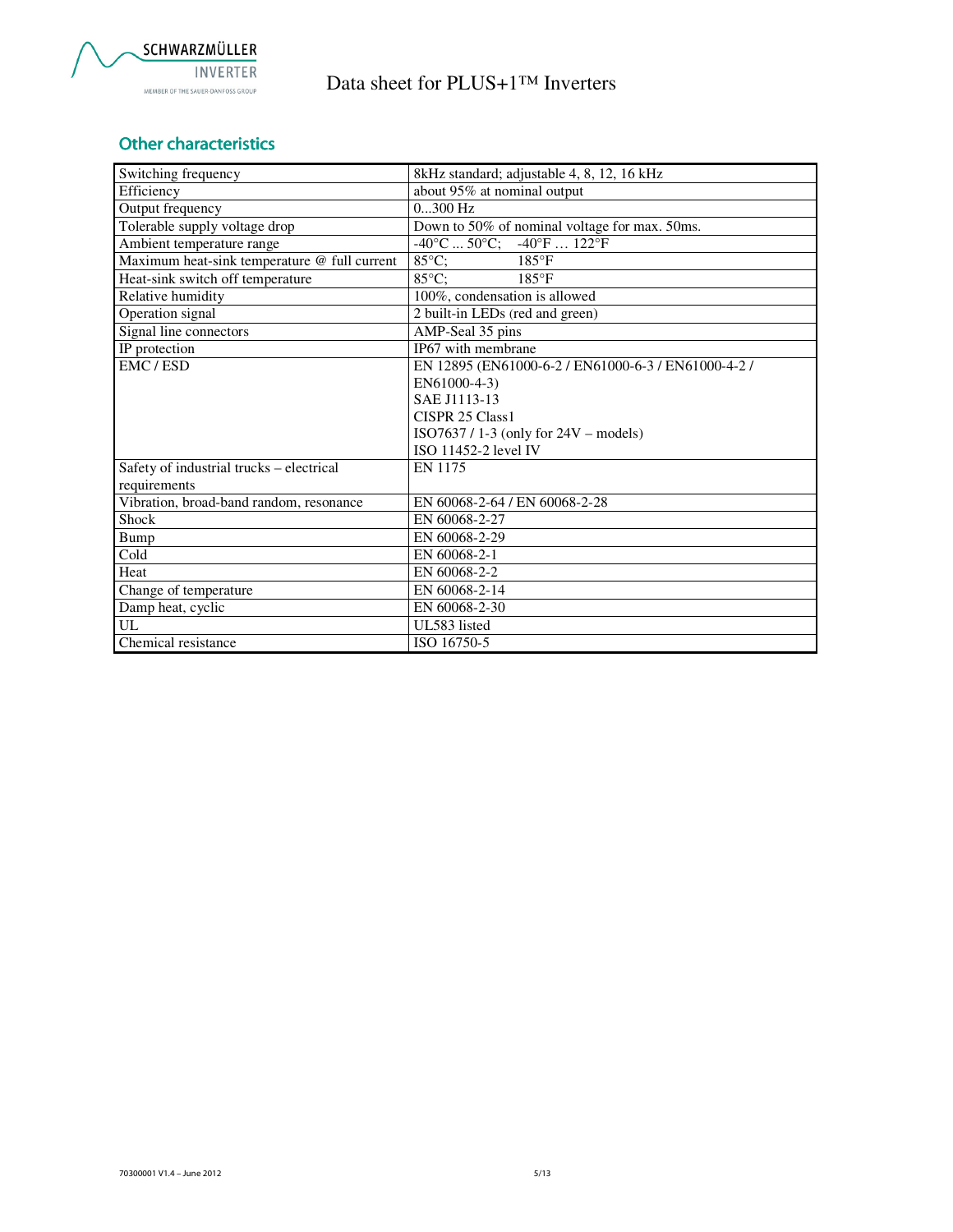## Other characteristics

| | |
|---|---|
| Switching frequency | 8kHz standard; adjustable 4, 8, 12, 16 kHz |
| Efficiency | about 95% at nominal output |
| Output frequency | 0...300 Hz |
| Tolerable supply voltage drop | Down to 50% of nominal voltage for max. 50ms. |
| Ambient temperature range | -40°C ... 50°C; -40°F … 122°F |
| Maximum heat-sink temperature @ full current | 85°C; 185°F |
| Heat-sink switch off temperature | 85°C; 185°F |
| Relative humidity | 100%, condensation is allowed |
| Operation signal | 2 built-in LEDs (red and green) |
| Signal line connectors | AMP-Seal 35 pins |
| IP protection | IP67 with membrane |
| EMC / ESD | EN 12895 (EN61000-6-2 / EN61000-6-3 / EN61000-4-2 / EN61000-4-3)<br>SAE J1113-13<br>CISPR 25 Class1<br>ISO7637 / 1-3 (only for 24V – models)<br>ISO 11452-2 level IV |
| Safety of industrial trucks – electrical requirements | EN 1175 |
| Vibration, broad-band random, resonance | EN 60068-2-64 / EN 60068-2-28 |
| Shock | EN 60068-2-27 |
| Bump | EN 60068-2-29 |
| Cold | EN 60068-2-1 |
| Heat | EN 60068-2-2 |
| Change of temperature | EN 60068-2-14 |
| Damp heat, cyclic | EN 60068-2-30 |
| UL | UL583 listed |
| Chemical resistance | ISO 16750-5 |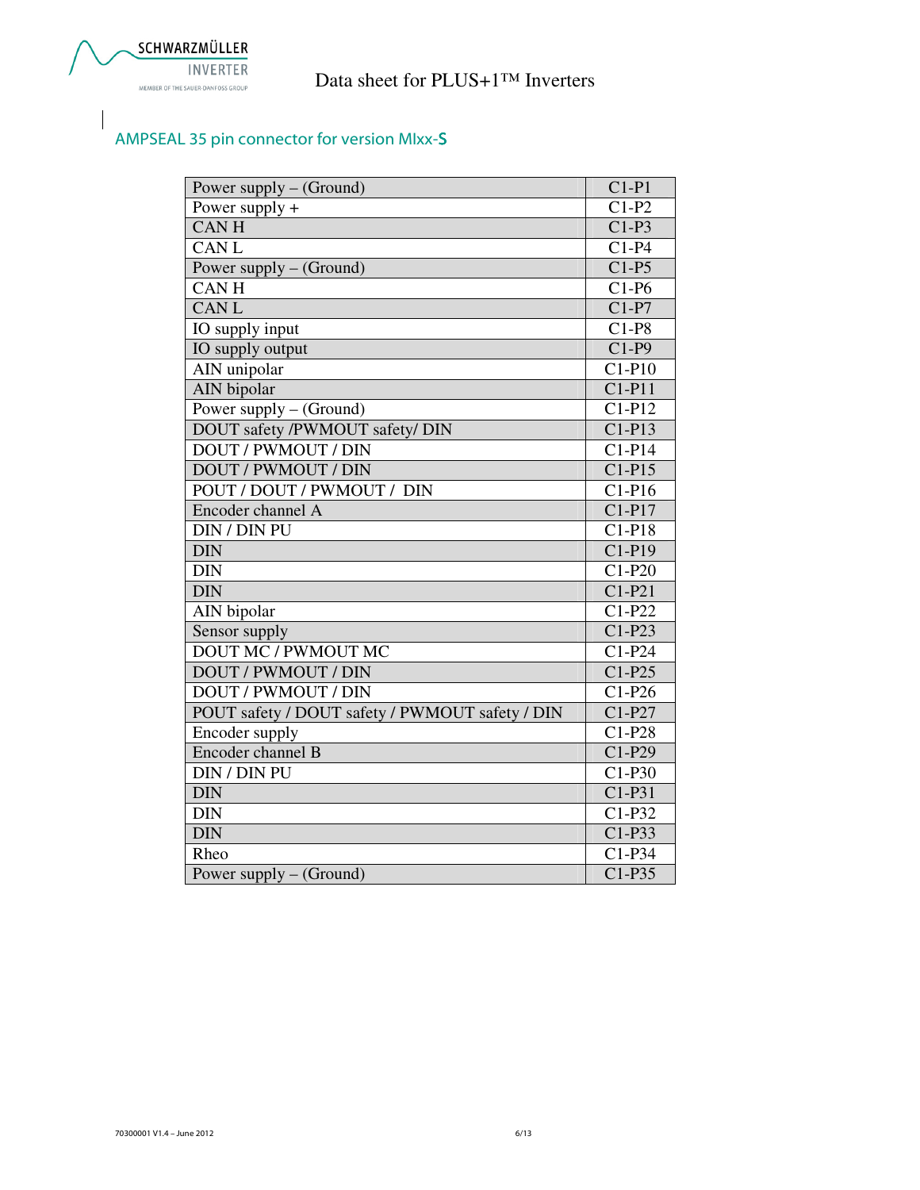## AMPSEAL 35 pin connector for version MIxx-S

| Power supply – (Ground) | C1-P1 |
|---|---|
| Power supply + | C1-P2 |
| CAN H | C1-P3 |
| CAN L | C1-P4 |
| Power supply – (Ground) | C1-P5 |
| CAN H | C1-P6 |
| CAN L | C1-P7 |
| IO supply input | C1-P8 |
| IO supply output | C1-P9 |
| AIN unipolar | C1-P10 |
| AIN bipolar | C1-P11 |
| Power supply – (Ground) | C1-P12 |
| DOUT safety /PWMOUT safety/ DIN | C1-P13 |
| DOUT / PWMOUT / DIN | C1-P14 |
| DOUT / PWMOUT / DIN | C1-P15 |
| POUT / DOUT / PWMOUT / DIN | C1-P16 |
| Encoder channel A | C1-P17 |
| DIN / DIN PU | C1-P18 |
| DIN | C1-P19 |
| DIN | C1-P20 |
| DIN | C1-P21 |
| AIN bipolar | C1-P22 |
| Sensor supply | C1-P23 |
| DOUT MC / PWMOUT MC | C1-P24 |
| DOUT / PWMOUT / DIN | C1-P25 |
| DOUT / PWMOUT / DIN | C1-P26 |
| POUT safety / DOUT safety / PWMOUT safety / DIN | C1-P27 |
| Encoder supply | C1-P28 |
| Encoder channel B | C1-P29 |
| DIN / DIN PU | C1-P30 |
| DIN | C1-P31 |
| DIN | C1-P32 |
| DIN | C1-P33 |
| Rheo | C1-P34 |
| Power supply – (Ground) | C1-P35 |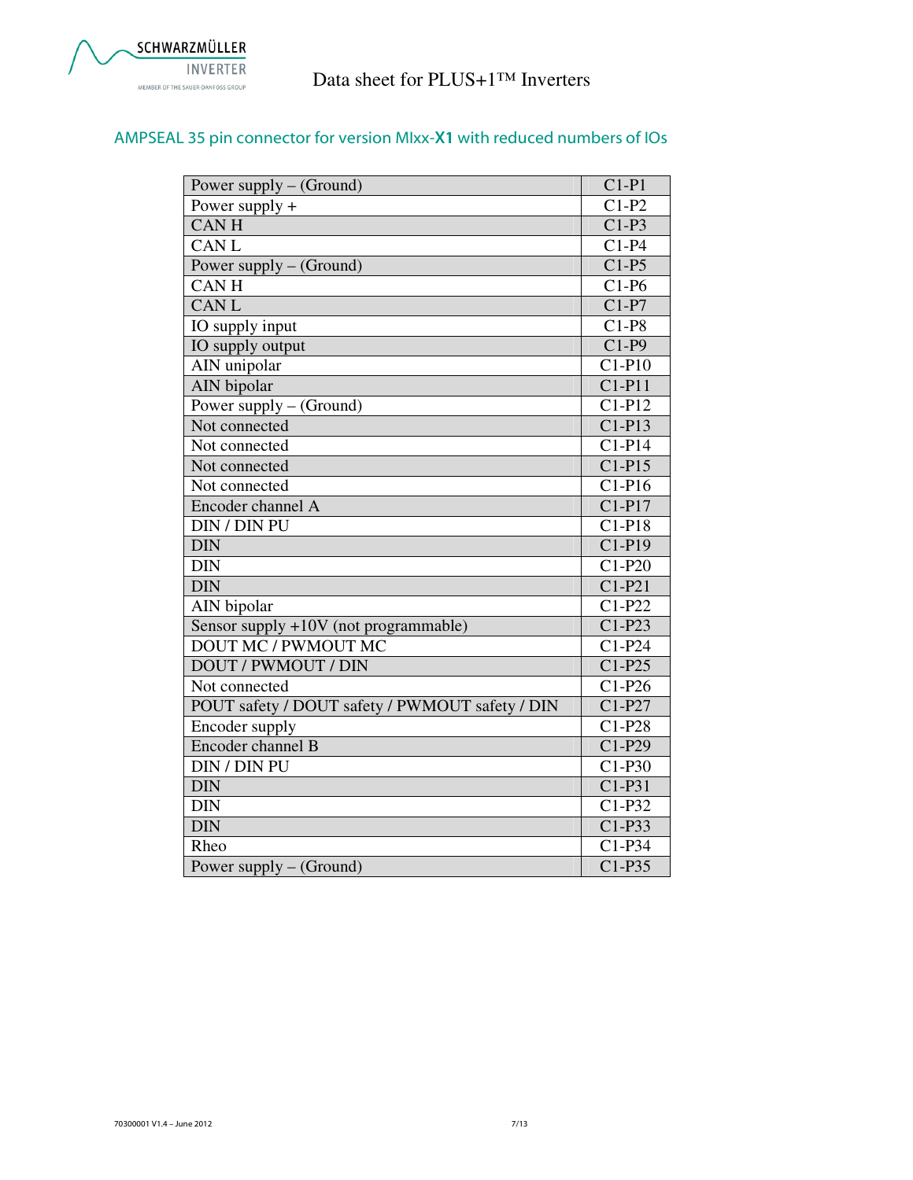## AMPSEAL 35 pin connector for version MIxx-**X1** with reduced numbers of IOs

| Power supply – (Ground) | C1-P1 |
|---|---|
| Power supply + | C1-P2 |
| CAN H | C1-P3 |
| CAN L | C1-P4 |
| Power supply – (Ground) | C1-P5 |
| CAN H | C1-P6 |
| CAN L | C1-P7 |
| IO supply input | C1-P8 |
| IO supply output | C1-P9 |
| AIN unipolar | C1-P10 |
| AIN bipolar | C1-P11 |
| Power supply – (Ground) | C1-P12 |
| Not connected | C1-P13 |
| Not connected | C1-P14 |
| Not connected | C1-P15 |
| Not connected | C1-P16 |
| Encoder channel A | C1-P17 |
| DIN / DIN PU | C1-P18 |
| DIN | C1-P19 |
| DIN | C1-P20 |
| DIN | C1-P21 |
| AIN bipolar | C1-P22 |
| Sensor supply +10V (not programmable) | C1-P23 |
| DOUT MC / PWMOUT MC | C1-P24 |
| DOUT / PWMOUT / DIN | C1-P25 |
| Not connected | C1-P26 |
| POUT safety / DOUT safety / PWMOUT safety / DIN | C1-P27 |
| Encoder supply | C1-P28 |
| Encoder channel B | C1-P29 |
| DIN / DIN PU | C1-P30 |
| DIN | C1-P31 |
| DIN | C1-P32 |
| DIN | C1-P33 |
| Rheo | C1-P34 |
| Power supply – (Ground) | C1-P35 |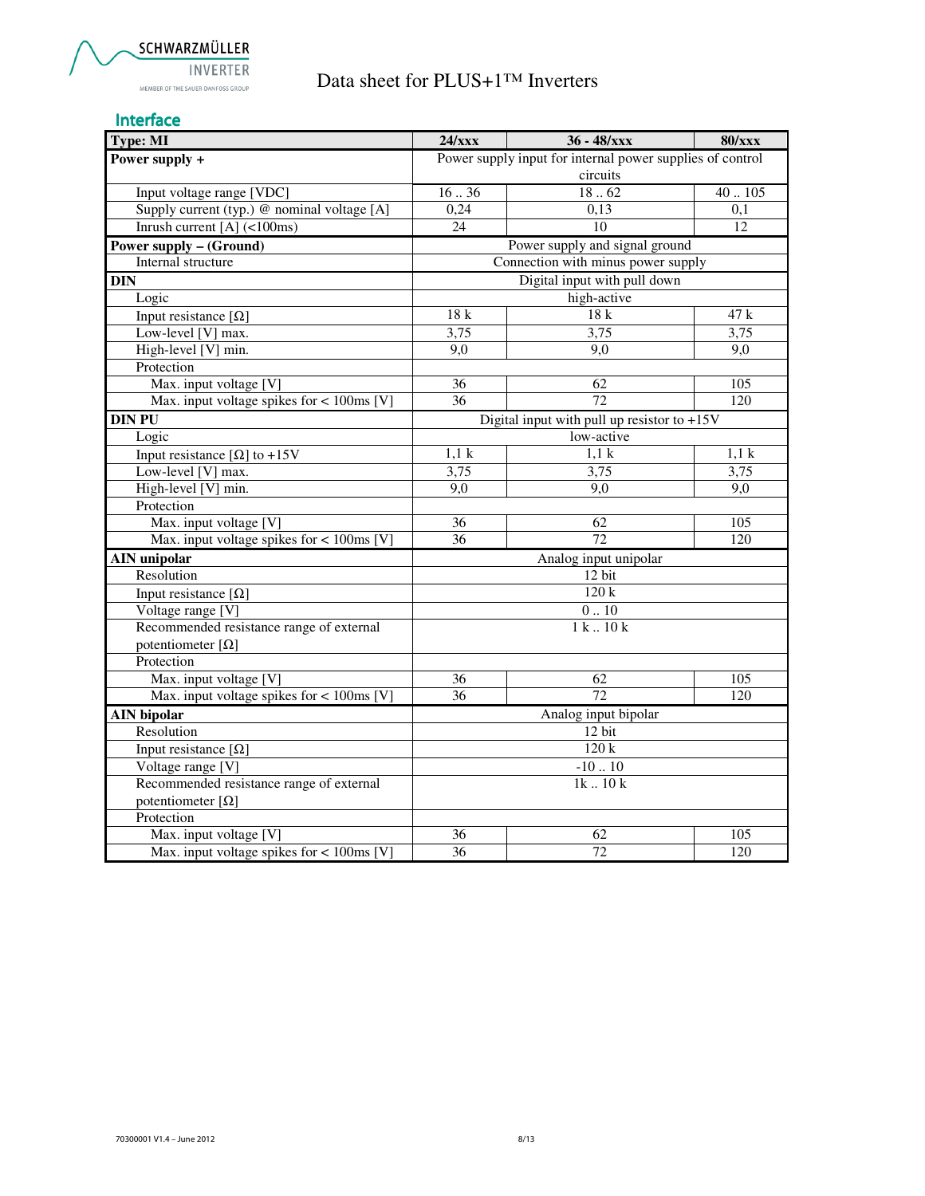## Interface

| Type: MI | 24/xxx | 36 - 48/xxx | 80/xxx |
|---|---|---|---|
| **Power supply +** | Power supply input for internal power supplies of control circuits | | |
| Input voltage range [VDC] | 16 .. 36 | 18 .. 62 | 40 .. 105 |
| Supply current (typ.) @ nominal voltage [A] | 0,24 | 0,13 | 0,1 |
| Inrush current [A] (<100ms) | 24 | 10 | 12 |
| **Power supply – (Ground)** | Power supply and signal ground | | |
| Internal structure | Connection with minus power supply | | |
| **DIN** | Digital input with pull down | | |
| Logic | high-active | | |
| Input resistance [Ω] | 18 k | 18 k | 47 k |
| Low-level [V] max. | 3,75 | 3,75 | 3,75 |
| High-level [V] min. | 9,0 | 9,0 | 9,0 |
| Protection | | | |
| Max. input voltage [V] | 36 | 62 | 105 |
| Max. input voltage spikes for < 100ms [V] | 36 | 72 | 120 |
| **DIN PU** | Digital input with pull up resistor to +15V | | |
| Logic | low-active | | |
| Input resistance [Ω] to +15V | 1,1 k | 1,1 k | 1,1 k |
| Low-level [V] max. | 3,75 | 3,75 | 3,75 |
| High-level [V] min. | 9,0 | 9,0 | 9,0 |
| Protection | | | |
| Max. input voltage [V] | 36 | 62 | 105 |
| Max. input voltage spikes for < 100ms [V] | 36 | 72 | 120 |
| **AIN unipolar** | Analog input unipolar | | |
| Resolution | 12 bit | | |
| Input resistance [Ω] | 120 k | | |
| Voltage range [V] | 0 .. 10 | | |
| Recommended resistance range of external potentiometer [Ω] | 1 k .. 10 k | | |
| Protection | | | |
| Max. input voltage [V] | 36 | 62 | 105 |
| Max. input voltage spikes for < 100ms [V] | 36 | 72 | 120 |
| **AIN bipolar** | Analog input bipolar | | |
| Resolution | 12 bit | | |
| Input resistance [Ω] | 120 k | | |
| Voltage range [V] | -10 .. 10 | | |
| Recommended resistance range of external potentiometer [Ω] | 1k .. 10 k | | |
| Protection | | | |
| Max. input voltage [V] | 36 | 62 | 105 |
| Max. input voltage spikes for < 100ms [V] | 36 | 72 | 120 |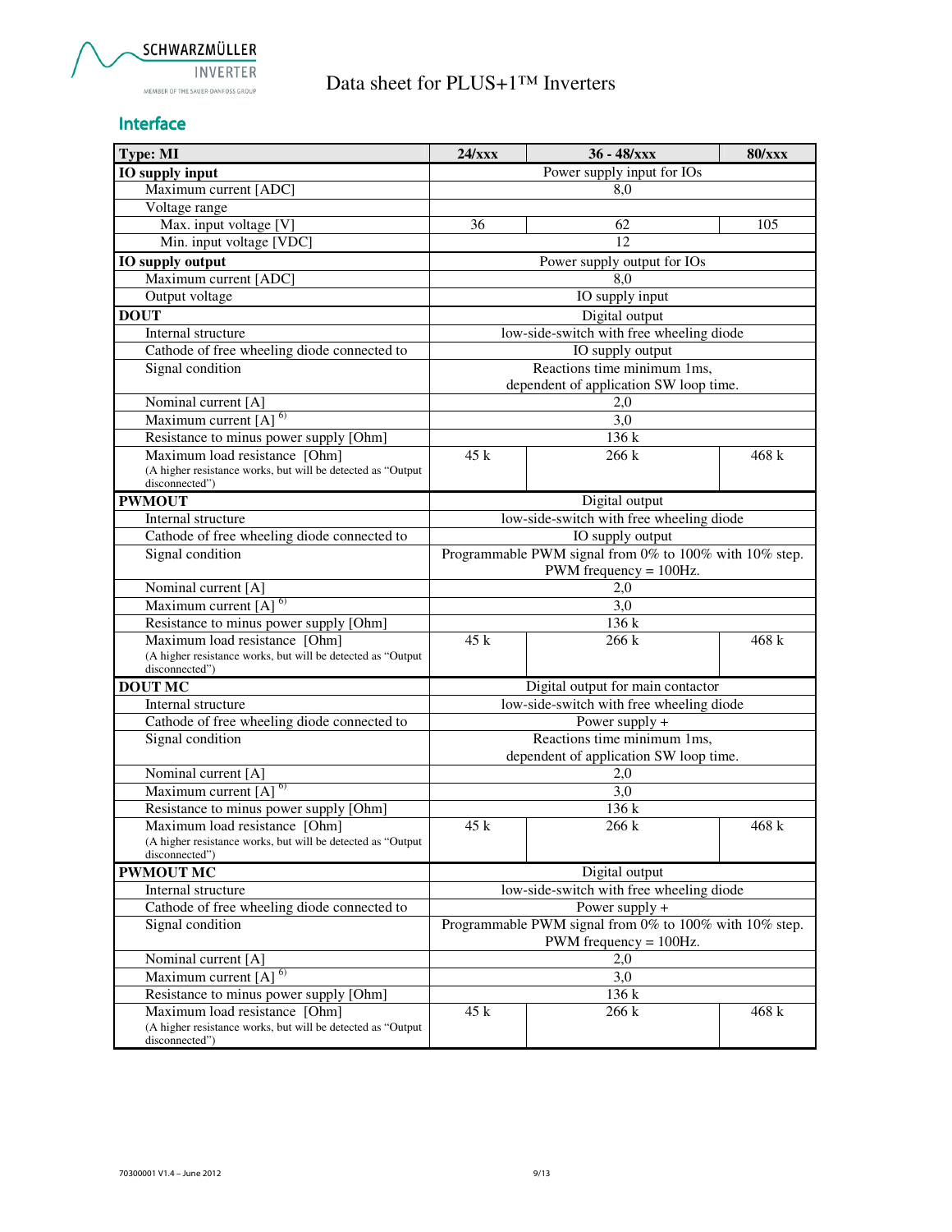## Interface

| Type: MI | 24/xxx | 36 - 48/xxx | 80/xxx |
|---|---|---|---|
| **IO supply input** | | Power supply input for IOs | |
| Maximum current [ADC] | | 8,0 | |
| Voltage range | | | |
| Max. input voltage [V] | 36 | 62 | 105 |
| Min. input voltage [VDC] | | 12 | |
| **IO supply output** | | Power supply output for IOs | |
| Maximum current [ADC] | | 8,0 | |
| Output voltage | | IO supply input | |
| **DOUT** | | Digital output | |
| Internal structure | | low-side-switch with free wheeling diode | |
| Cathode of free wheeling diode connected to | | IO supply output | |
| Signal condition | | Reactions time minimum 1ms, dependent of application SW loop time. | |
| Nominal current [A] | | 2,0 | |
| Maximum current [A] [6)] | | 3,0 | |
| Resistance to minus power supply [Ohm] | | 136 k | |
| Maximum load resistance [Ohm] (A higher resistance works, but will be detected as "Output disconnected") | 45 k | 266 k | 468 k |
| **PWMOUT** | | Digital output | |
| Internal structure | | low-side-switch with free wheeling diode | |
| Cathode of free wheeling diode connected to | | IO supply output | |
| Signal condition | | Programmable PWM signal from 0% to 100% with 10% step. PWM frequency = 100Hz. | |
| Nominal current [A] | | 2,0 | |
| Maximum current [A] [6)] | | 3,0 | |
| Resistance to minus power supply [Ohm] | | 136 k | |
| Maximum load resistance [Ohm] (A higher resistance works, but will be detected as "Output disconnected") | 45 k | 266 k | 468 k |
| **DOUT MC** | | Digital output for main contactor | |
| Internal structure | | low-side-switch with free wheeling diode | |
| Cathode of free wheeling diode connected to | | Power supply + | |
| Signal condition | | Reactions time minimum 1ms, dependent of application SW loop time. | |
| Nominal current [A] | | 2,0 | |
| Maximum current [A] [6)] | | 3,0 | |
| Resistance to minus power supply [Ohm] | | 136 k | |
| Maximum load resistance [Ohm] (A higher resistance works, but will be detected as "Output disconnected") | 45 k | 266 k | 468 k |
| **PWMOUT MC** | | Digital output | |
| Internal structure | | low-side-switch with free wheeling diode | |
| Cathode of free wheeling diode connected to | | Power supply + | |
| Signal condition | | Programmable PWM signal from 0% to 100% with 10% step. PWM frequency = 100Hz. | |
| Nominal current [A] | | 2,0 | |
| Maximum current [A] [6)] | | 3,0 | |
| Resistance to minus power supply [Ohm] | | 136 k | |
| Maximum load resistance [Ohm] (A higher resistance works, but will be detected as "Output disconnected") | 45 k | 266 k | 468 k |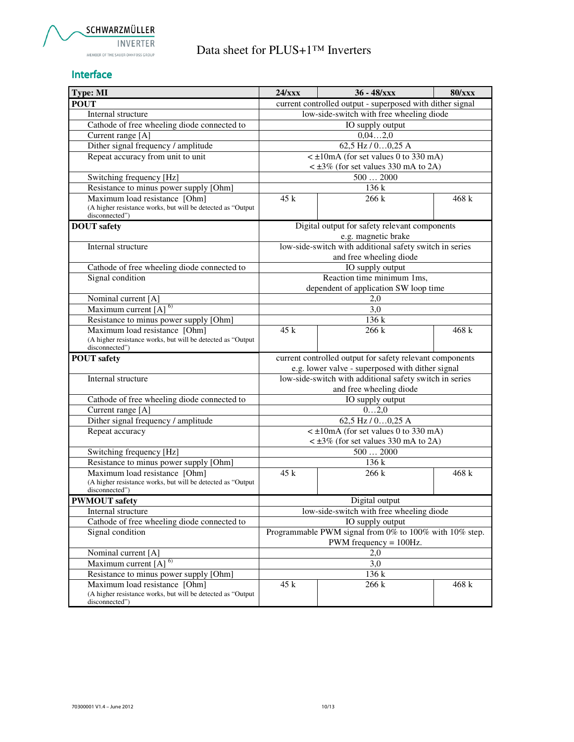## Interface

| Type: MI | 24/xxx | 36 - 48/xxx | 80/xxx |
|---|---|---|---|
| **POUT** | current controlled output - superposed with dither signal | | |
| Internal structure | low-side-switch with free wheeling diode | | |
| Cathode of free wheeling diode connected to | IO supply output | | |
| Current range [A] | 0,04…2,0 | | |
| Dither signal frequency / amplitude | 62,5 Hz / 0…0,25 A | | |
| Repeat accuracy from unit to unit | < ±10mA (for set values 0 to 330 mA)<br>< ±3% (for set values 330 mA to 2A) | | |
| Switching frequency [Hz] | 500 … 2000 | | |
| Resistance to minus power supply [Ohm] | 136 k | | |
| Maximum load resistance [Ohm]<br>(A higher resistance works, but will be detected as "Output disconnected") | 45 k | 266 k | 468 k |
| **DOUT safety** | Digital output for safety relevant components<br>e.g. magnetic brake | | |
| Internal structure | low-side-switch with additional safety switch in series and free wheeling diode | | |
| Cathode of free wheeling diode connected to | IO supply output | | |
| Signal condition | Reaction time minimum 1ms,<br>dependent of application SW loop time | | |
| Nominal current [A] | 2,0 | | |
| Maximum current [A] [6)] | 3,0 | | |
| Resistance to minus power supply [Ohm] | 136 k | | |
| Maximum load resistance [Ohm]<br>(A higher resistance works, but will be detected as "Output disconnected") | 45 k | 266 k | 468 k |
| **POUT safety** | current controlled output for safety relevant components<br>e.g. lower valve - superposed with dither signal | | |
| Internal structure | low-side-switch with additional safety switch in series and free wheeling diode | | |
| Cathode of free wheeling diode connected to | IO supply output | | |
| Current range [A] | 0…2,0 | | |
| Dither signal frequency / amplitude | 62,5 Hz / 0…0,25 A | | |
| Repeat accuracy | < ±10mA (for set values 0 to 330 mA)<br>< ±3% (for set values 330 mA to 2A) | | |
| Switching frequency [Hz] | 500 … 2000 | | |
| Resistance to minus power supply [Ohm] | 136 k | | |
| Maximum load resistance [Ohm]<br>(A higher resistance works, but will be detected as "Output disconnected") | 45 k | 266 k | 468 k |
| **PWMOUT safety** | Digital output | | |
| Internal structure | low-side-switch with free wheeling diode | | |
| Cathode of free wheeling diode connected to | IO supply output | | |
| Signal condition | Programmable PWM signal from 0% to 100% with 10% step.<br>PWM frequency = 100Hz. | | |
| Nominal current [A] | 2,0 | | |
| Maximum current [A] [6)] | 3,0 | | |
| Resistance to minus power supply [Ohm] | 136 k | | |
| Maximum load resistance [Ohm]<br>(A higher resistance works, but will be detected as "Output disconnected") | 45 k | 266 k | 468 k |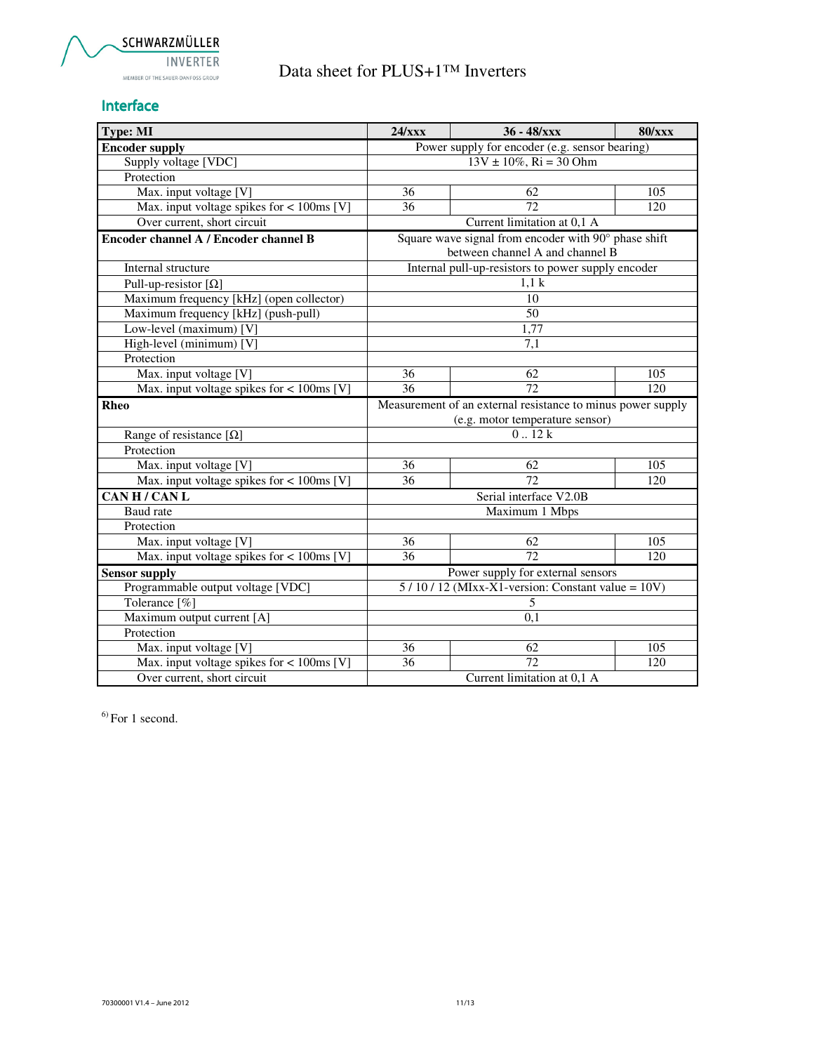## Interface

| Type: MI | 24/xxx | 36 - 48/xxx | 80/xxx |
|---|---|---|---|
| **Encoder supply** | Power supply for encoder (e.g. sensor bearing) | | |
| Supply voltage [VDC] | 13V ± 10%, Ri = 30 Ohm | | |
| Protection | | | |
| Max. input voltage [V] | 36 | 62 | 105 |
| Max. input voltage spikes for < 100ms [V] | 36 | 72 | 120 |
| Over current, short circuit | Current limitation at 0,1 A | | |
| **Encoder channel A / Encoder channel B** | Square wave signal from encoder with 90° phase shift between channel A and channel B | | |
| Internal structure | Internal pull-up-resistors to power supply encoder | | |
| Pull-up-resistor [Ω] | 1,1 k | | |
| Maximum frequency [kHz] (open collector) | 10 | | |
| Maximum frequency [kHz] (push-pull) | 50 | | |
| Low-level (maximum) [V] | 1,77 | | |
| High-level (minimum) [V] | 7,1 | | |
| Protection | | | |
| Max. input voltage [V] | 36 | 62 | 105 |
| Max. input voltage spikes for < 100ms [V] | 36 | 72 | 120 |
| **Rheo** | Measurement of an external resistance to minus power supply (e.g. motor temperature sensor) | | |
| Range of resistance [Ω] | 0 .. 12 k | | |
| Protection | | | |
| Max. input voltage [V] | 36 | 62 | 105 |
| Max. input voltage spikes for < 100ms [V] | 36 | 72 | 120 |
| **CAN H / CAN L** | Serial interface V2.0B | | |
| Baud rate | Maximum 1 Mbps | | |
| Protection | | | |
| Max. input voltage [V] | 36 | 62 | 105 |
| Max. input voltage spikes for < 100ms [V] | 36 | 72 | 120 |
| **Sensor supply** | Power supply for external sensors | | |
| Programmable output voltage [VDC] | 5 / 10 / 12 (MIxx-X1-version: Constant value = 10V) | | |
| Tolerance [%] | 5 | | |
| Maximum output current [A] | 0,1 | | |
| Protection | | | |
| Max. input voltage [V] | 36 | 62 | 105 |
| Max. input voltage spikes for < 100ms [V] | 36 | 72 | 120 |
| Over current, short circuit | Current limitation at 0,1 A | | |

[6)] For 1 second.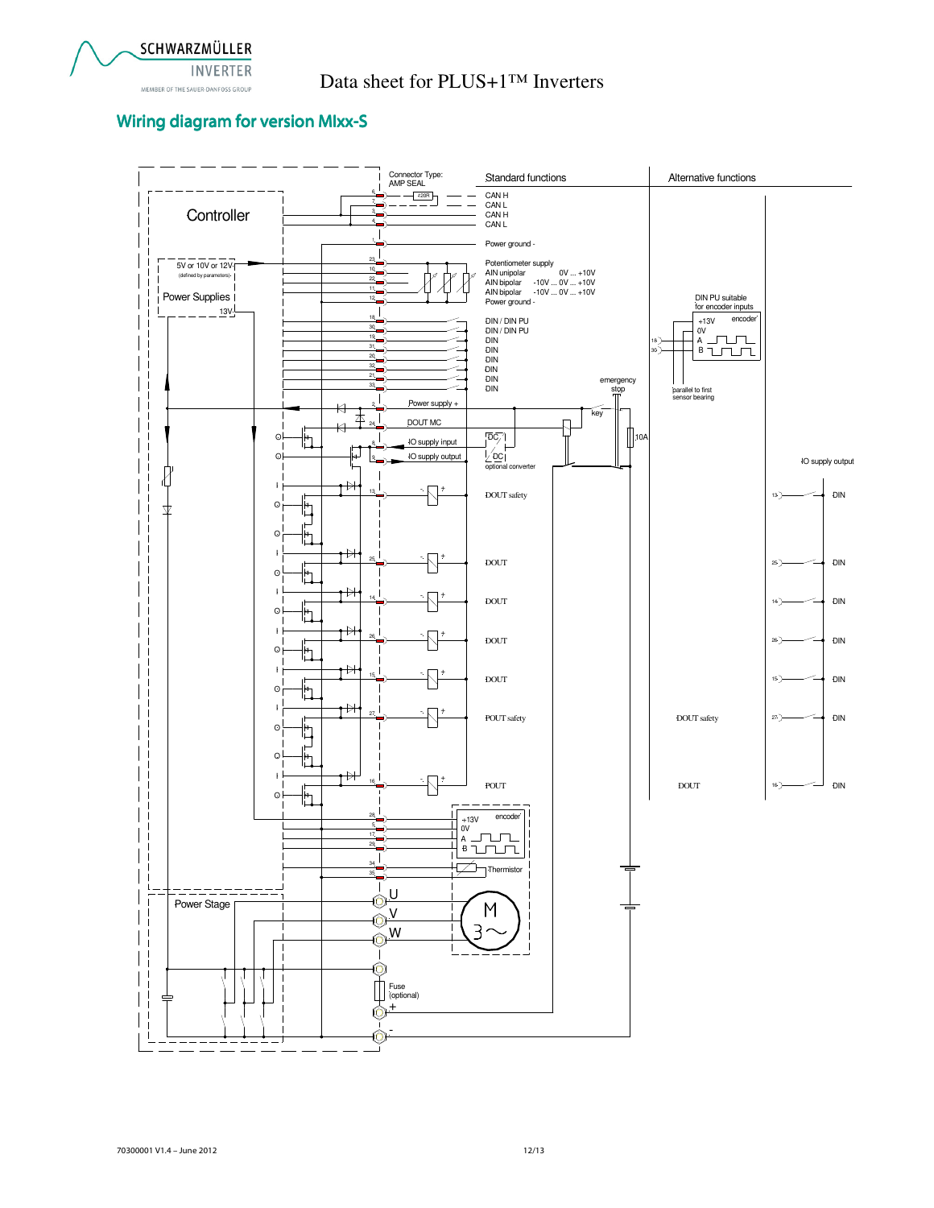## Wiring diagram for version MIxx-S

Connector Type: AMP SEAL

| Pin | Standard functions | Alternative functions |
|---|---|---|
| 6 | CAN H | |
| 7 | CAN L | |
| 5 | CAN H | |
| 4 | CAN L | |
| 1 | Power ground - | |
| 23 | Potentiometer supply | |
| 10 | AIN unipolar 0V ... +10V | |
| 22 | AIN bipolar -10V ... 0V ... +10V | |
| 11 | AIN bipolar -10V ... 0V ... +10V | |
| 12 | Power ground - | |
| 18 | DIN / DIN PU | DIN PU suitable for encoder inputs (parallel to first sensor bearing) |
| 30 | DIN / DIN PU | DIN PU suitable for encoder inputs (parallel to first sensor bearing) |
| 19 | DIN | |
| 31 | DIN | |
| 20 | DIN | |
| 32 | DIN | |
| 21 | DIN | |
| 33 | DIN | |
| 2 | Power supply + | |
| 24 | DOUT MC | |
| 8 | IO supply input | |
| 9 | IO supply output | |
| 13 | DOUT safety | DIN |
| 25 | DOUT | DIN |
| 14 | DOUT | DIN |
| 26 | DOUT | DIN |
| 15 | DOUT | DIN |
| 27 | POUT safety | DOUT safety / DIN |
| 16 | POUT | DOUT / DIN |
| 28 | Encoder +13V | |
| 17 | Encoder 0V | |
| 29 | Encoder A | |
| 3 | Encoder B | |
| 34 | Thermistor | |
| 35 | Thermistor | |
| U | Motor M 3~ | |
| V | Motor M 3~ | |
| W | Motor M 3~ | |
| + | Battery + (Fuse (optional)) | |
| - | Battery - | |

Other labels: Controller; 5V or 10V or 12V (defined by parameters); Power Supplies; 13V; Power Stage; 120R; DC/DC optional converter; emergency stop; key; 10A; IO supply output; encoder; Thermistor.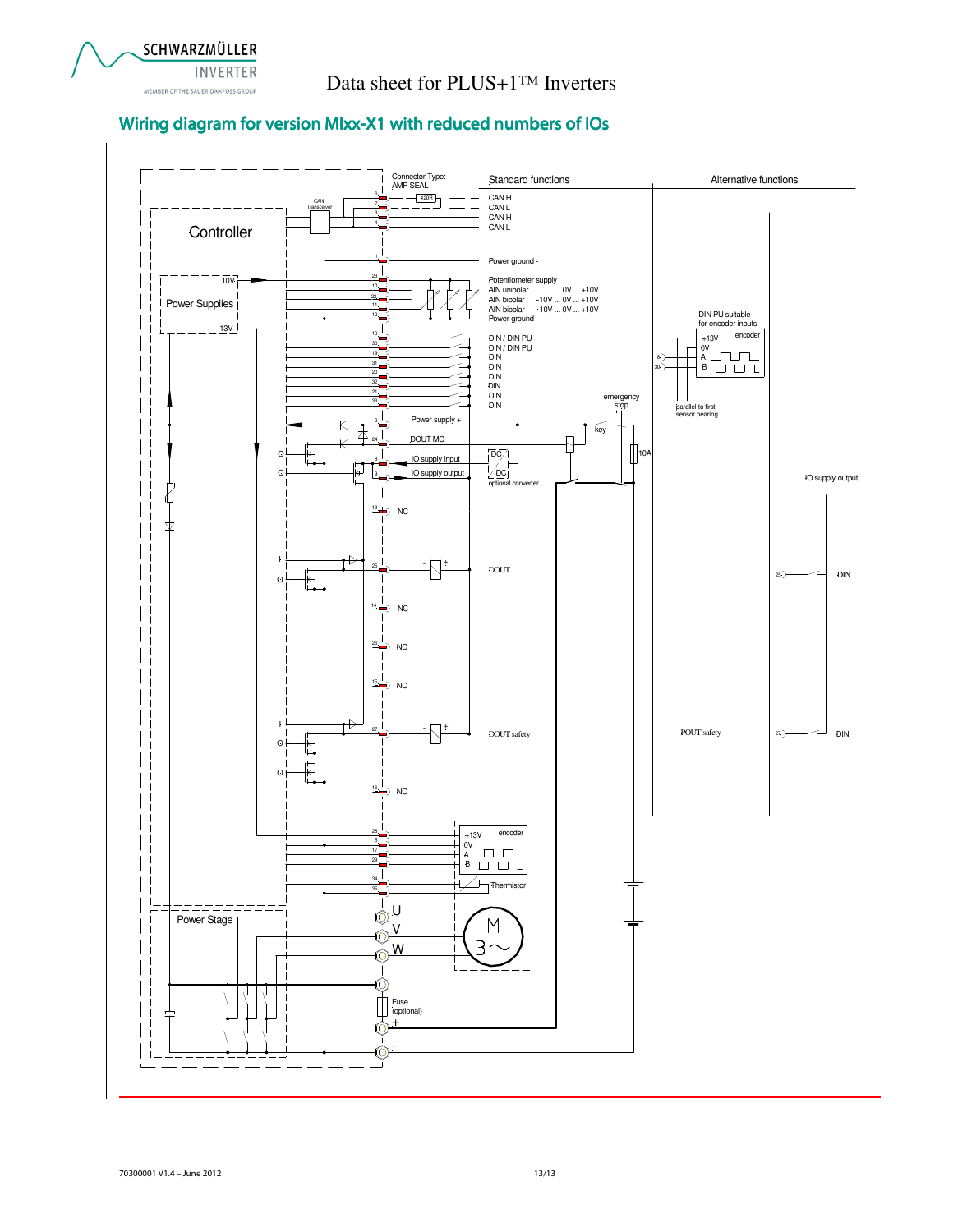## Wiring diagram for version MIxx-X1 with reduced numbers of IOs

Connector Type: AMP SEAL

Standard functions

Alternative functions

Controller

CAN Transceiver

120R

CAN H
CAN L
CAN H
CAN L

Power ground -

10V

Power Supplies

13V

Potentiometer supply
AIN unipolar 0V ... +10V
AIN bipolar -10V ... 0V ... +10V
AIN bipolar -10V ... 0V ... +10V
Power ground -

DIN / DIN PU
DIN / DIN PU
DIN
DIN
DIN
DIN
DIN
DIN

DIN PU suitable for encoder inputs

+13V
0V
A
B
encoder

parallel to first sensor bearing

emergency stop

key

Power supply +

DOUT MC

IO supply input

IO supply output

DC
DC
optional converter

10A

IO supply output

NC

DOUT

DIN

NC

NC

NC

DOUT safety

POUT safety

DIN

NC

+13V
0V
A
B
encoder

Thermistor

Power Stage

U
V
W

M
3~

Fuse (optional)

+

-